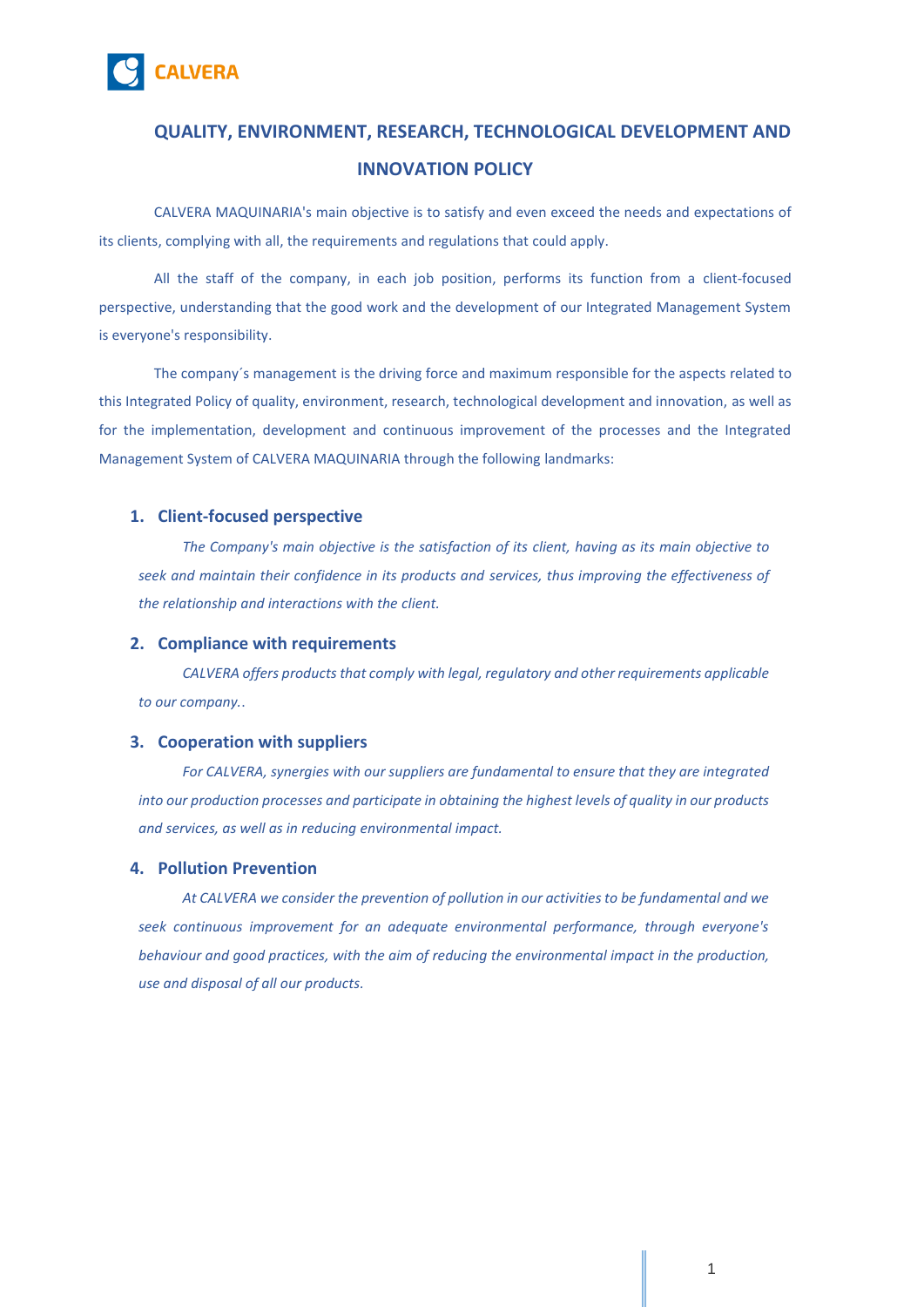CALVERA

# QUALITY, ENVIRONMENT, RESEARCH, TECHNOLOGICAL DEVELOPMENT AND INNOVATION POLICY

CALVERA MAQUINARIA's main objective is to satisfy and even exceed the needs and expectations of its clients, complying with all, the requirements and regulations that could apply.

All the staff of the company, in each job position, performs its function from a client-focused perspective, understanding that the good work and the development of our Integrated Management System is everyone's responsibility.

The company´s management is the driving force and maximum responsible for the aspects related to this Integrated Policy of quality, environment, research, technological development and innovation, as well as for the implementation, development and continuous improvement of the processes and the Integrated Management System of CALVERA MAQUINARIA through the following landmarks:

## 1. Client-focused perspective

*The Company's main objective is the satisfaction of its client, having as its main objective to seek and maintain their confidence in its products and services, thus improving the effectiveness of the relationship and interactions with the client.*

## 2. Compliance with requirements

*CALVERA offers products that comply with legal, regulatory and other requirements applicable to our company..*

## 3. Cooperation with suppliers

*For CALVERA, synergies with our suppliers are fundamental to ensure that they are integrated into our production processes and participate in obtaining the highest levels of quality in our products and services, as well as in reducing environmental impact.*

## 4. Pollution Prevention

*At CALVERA we consider the prevention of pollution in our activities to be fundamental and we seek continuous improvement for an adequate environmental performance, through everyone's behaviour and good practices, with the aim of reducing the environmental impact in the production, use and disposal of all our products.*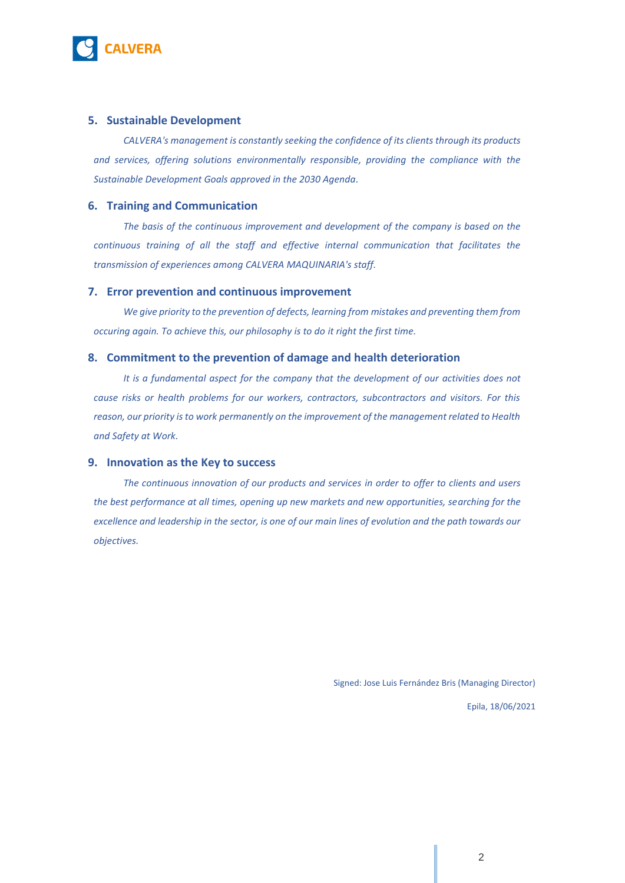## 5. Sustainable Development

*CALVERA's management is constantly seeking the confidence of its clients through its products and services, offering solutions environmentally responsible, providing the compliance with the Sustainable Development Goals approved in the 2030 Agenda.*

## 6. Training and Communication

*The basis of the continuous improvement and development of the company is based on the continuous training of all the staff and effective internal communication that facilitates the transmission of experiences among CALVERA MAQUINARIA's staff.*

## 7. Error prevention and continuous improvement

*We give priority to the prevention of defects, learning from mistakes and preventing them from occuring again. To achieve this, our philosophy is to do it right the first time.*

## 8. Commitment to the prevention of damage and health deterioration

*It is a fundamental aspect for the company that the development of our activities does not cause risks or health problems for our workers, contractors, subcontractors and visitors. For this reason, our priority is to work permanently on the improvement of the management related to Health and Safety at Work.*

## 9. Innovation as the Key to success

*The continuous innovation of our products and services in order to offer to clients and users the best performance at all times, opening up new markets and new opportunities, searching for the excellence and leadership in the sector, is one of our main lines of evolution and the path towards our objectives.*

Signed: Jose Luis Fernández Bris (Managing Director)

Epila, 18/06/2021